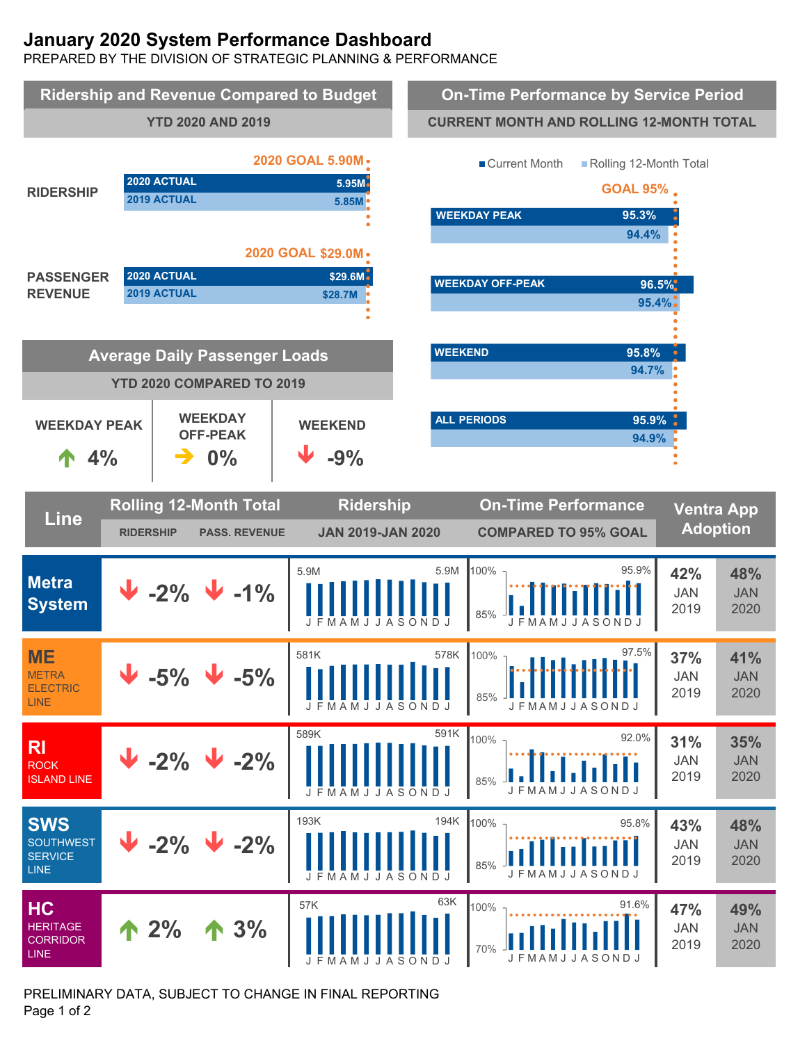# January 2020 System Performance Dashboard

PREPARED BY THE DIVISION OF STRATEGIC PLANNING & PERFORMANCE

## Ridership and Revenue Compared to Budget

**YTD 2020 AND 2019**

| | 2020 GOAL | 2020 ACTUAL | 2019 ACTUAL |
|---|---|---|---|
| RIDERSHIP | 5.90M | 5.95M | 5.85M |
| PASSENGER REVENUE | $29.0M | $29.6M | $28.7M |

## On-Time Performance by Service Period

**CURRENT MONTH AND ROLLING 12-MONTH TOTAL**

GOAL 95%

| Service Period | Current Month | Rolling 12-Month Total |
|---|---|---|
| WEEKDAY PEAK | 95.3% | 94.4% |
| WEEKDAY OFF-PEAK | 96.5% | 95.4% |
| WEEKEND | 95.8% | 94.7% |
| ALL PERIODS | 95.9% | 94.9% |

## Average Daily Passenger Loads

**YTD 2020 COMPARED TO 2019**

| WEEKDAY PEAK | WEEKDAY OFF-PEAK | WEEKEND |
|---|---|---|
| ↑ 4% | → 0% | ↓ -9% |

## Line Performance

| Line | Rolling 12-Month Total: Ridership | Rolling 12-Month Total: Pass. Revenue | Ridership (Jan 2019–Jan 2020) | On-Time Performance (Compared to 95% Goal) | Ventra App Adoption: Jan 2019 | Ventra App Adoption: Jan 2020 |
|---|---|---|---|---|---|---|
| Metra System | ↓ -2% | ↓ -1% | 5.9M → 5.9M | 95.9% | 42% | 48% |
| ME – Metra Electric Line | ↓ -5% | ↓ -5% | 581K → 578K | 97.5% | 37% | 41% |
| RI – Rock Island Line | ↓ -2% | ↓ -2% | 589K → 591K | 92.0% | 31% | 35% |
| SWS – SouthWest Service Line | ↓ -2% | ↓ -2% | 193K → 194K | 95.8% | 43% | 48% |
| HC – Heritage Corridor Line | ↑ 2% | ↑ 3% | 57K → 63K | 91.6% | 47% | 49% |

PRELIMINARY DATA, SUBJECT TO CHANGE IN FINAL REPORTING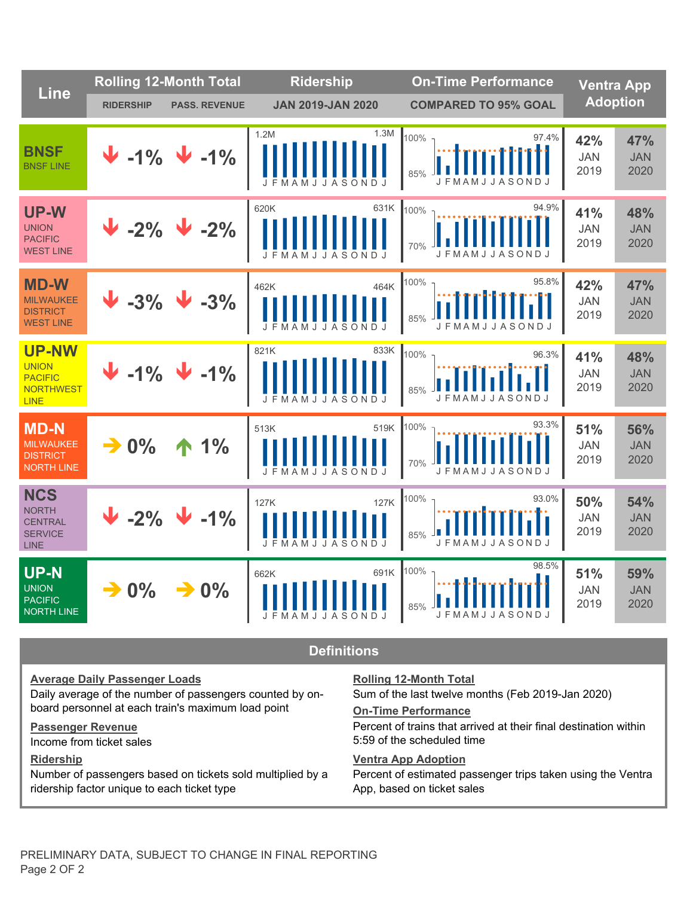| Line | Rolling 12-Month Total | | Ridership | On-Time Performance | Ventra App Adoption | |
|---|---|---|---|---|---|---|
| | RIDERSHIP | PASS. REVENUE | JAN 2019-JAN 2020 | COMPARED TO 95% GOAL | | |
| **BNSF** BNSF LINE | -1% | -1% | 1.2M 1.3M J F M A M J J A S O N D J | 100% 85% 97.4% J F M A M J J A S O N D J | 42% JAN 2019 | 47% JAN 2020 |
| **UP-W** UNION PACIFIC WEST LINE | -2% | -2% | 620K 631K J F M A M J J A S O N D J | 100% 70% 94.9% J F M A M J J A S O N D J | 41% JAN 2019 | 48% JAN 2020 |
| **MD-W** MILWAUKEE DISTRICT WEST LINE | -3% | -3% | 462K 464K J F M A M J J A S O N D J | 100% 85% 95.8% J F M A M J J A S O N D J | 42% JAN 2019 | 47% JAN 2020 |
| **UP-NW** UNION PACIFIC NORTHWEST LINE | -1% | -1% | 821K 833K J F M A M J J A S O N D J | 100% 85% 96.3% J F M A M J J A S O N D J | 41% JAN 2019 | 48% JAN 2020 |
| **MD-N** MILWAUKEE DISTRICT NORTH LINE | 0% | 1% | 513K 519K J F M A M J J A S O N D J | 100% 70% 93.3% J F M A M J J A S O N D J | 51% JAN 2019 | 56% JAN 2020 |
| **NCS** NORTH CENTRAL SERVICE LINE | -2% | -1% | 127K 127K J F M A M J J A S O N D J | 100% 85% 93.0% J F M A M J J A S O N D J | 50% JAN 2019 | 54% JAN 2020 |
| **UP-N** UNION PACIFIC NORTH LINE | 0% | 0% | 662K 691K J F M A M J J A S O N D J | 100% 85% 98.5% J F M A M J J A S O N D J | 51% JAN 2019 | 59% JAN 2020 |

## Definitions

**Average Daily Passenger Loads**
Daily average of the number of passengers counted by on-board personnel at each train's maximum load point

**Passenger Revenue**
Income from ticket sales

**Ridership**
Number of passengers based on tickets sold multiplied by a ridership factor unique to each ticket type

**Rolling 12-Month Total**
Sum of the last twelve months (Feb 2019-Jan 2020)

**On-Time Performance**
Percent of trains that arrived at their final destination within 5:59 of the scheduled time

**Ventra App Adoption**
Percent of estimated passenger trips taken using the Ventra App, based on ticket sales

PRELIMINARY DATA, SUBJECT TO CHANGE IN FINAL REPORTING